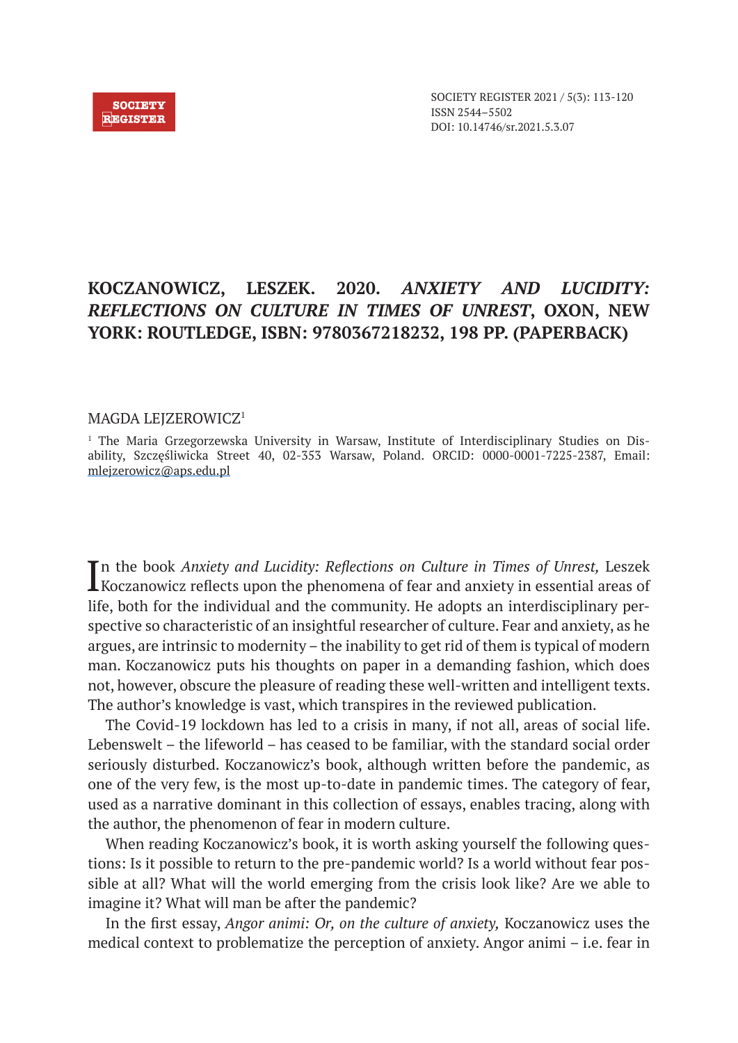# KOCZANOWICZ, LESZEK. 2020. *ANXIETY AND LUCIDITY: REFLECTIONS ON CULTURE IN TIMES OF UNREST*, OXON, NEW YORK: ROUTLEDGE, ISBN: 9780367218232, 198 PP. (PAPERBACK)

MAGDA LEJZEROWICZ[1]

[1] The Maria Grzegorzewska University in Warsaw, Institute of Interdisciplinary Studies on Disability, Szczęśliwicka Street 40, 02-353 Warsaw, Poland. ORCID: 0000-0001-7225-2387, Email: mlejzerowicz@aps.edu.pl

In the book *Anxiety and Lucidity: Reflections on Culture in Times of Unrest,* Leszek Koczanowicz reflects upon the phenomena of fear and anxiety in essential areas of life, both for the individual and the community. He adopts an interdisciplinary perspective so characteristic of an insightful researcher of culture. Fear and anxiety, as he argues, are intrinsic to modernity – the inability to get rid of them is typical of modern man. Koczanowicz puts his thoughts on paper in a demanding fashion, which does not, however, obscure the pleasure of reading these well-written and intelligent texts. The author's knowledge is vast, which transpires in the reviewed publication.

The Covid-19 lockdown has led to a crisis in many, if not all, areas of social life. Lebenswelt – the lifeworld – has ceased to be familiar, with the standard social order seriously disturbed. Koczanowicz's book, although written before the pandemic, as one of the very few, is the most up-to-date in pandemic times. The category of fear, used as a narrative dominant in this collection of essays, enables tracing, along with the author, the phenomenon of fear in modern culture.

When reading Koczanowicz's book, it is worth asking yourself the following questions: Is it possible to return to the pre-pandemic world? Is a world without fear possible at all? What will the world emerging from the crisis look like? Are we able to imagine it? What will man be after the pandemic?

In the first essay, *Angor animi: Or, on the culture of anxiety,* Koczanowicz uses the medical context to problematize the perception of anxiety. Angor animi – i.e. fear in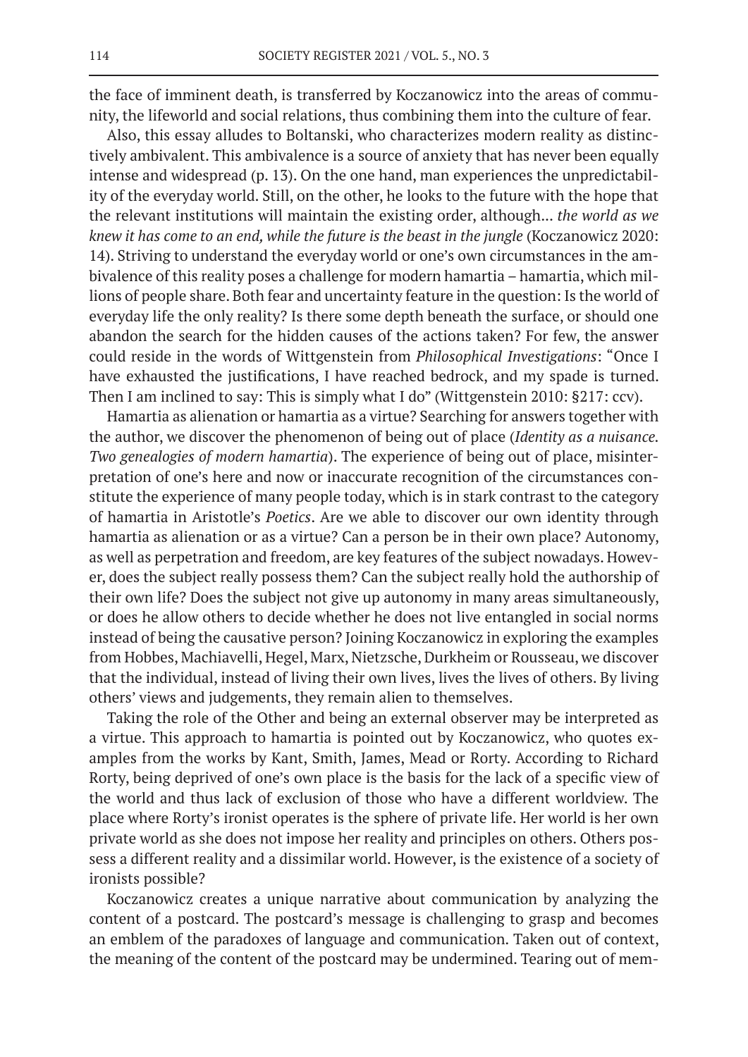the face of imminent death, is transferred by Koczanowicz into the areas of community, the lifeworld and social relations, thus combining them into the culture of fear.

Also, this essay alludes to Boltanski, who characterizes modern reality as distinctively ambivalent. This ambivalence is a source of anxiety that has never been equally intense and widespread (p. 13). On the one hand, man experiences the unpredictability of the everyday world. Still, on the other, he looks to the future with the hope that the relevant institutions will maintain the existing order, although... *the world as we knew it has come to an end, while the future is the beast in the jungle* (Koczanowicz 2020: 14). Striving to understand the everyday world or one's own circumstances in the ambivalence of this reality poses a challenge for modern hamartia – hamartia, which millions of people share. Both fear and uncertainty feature in the question: Is the world of everyday life the only reality? Is there some depth beneath the surface, or should one abandon the search for the hidden causes of the actions taken? For few, the answer could reside in the words of Wittgenstein from *Philosophical Investigations*: "Once I have exhausted the justifications, I have reached bedrock, and my spade is turned. Then I am inclined to say: This is simply what I do" (Wittgenstein 2010: §217: ccv).

Hamartia as alienation or hamartia as a virtue? Searching for answers together with the author, we discover the phenomenon of being out of place (*Identity as a nuisance. Two genealogies of modern hamartia*). The experience of being out of place, misinterpretation of one's here and now or inaccurate recognition of the circumstances constitute the experience of many people today, which is in stark contrast to the category of hamartia in Aristotle's *Poetics*. Are we able to discover our own identity through hamartia as alienation or as a virtue? Can a person be in their own place? Autonomy, as well as perpetration and freedom, are key features of the subject nowadays. However, does the subject really possess them? Can the subject really hold the authorship of their own life? Does the subject not give up autonomy in many areas simultaneously, or does he allow others to decide whether he does not live entangled in social norms instead of being the causative person? Joining Koczanowicz in exploring the examples from Hobbes, Machiavelli, Hegel, Marx, Nietzsche, Durkheim or Rousseau, we discover that the individual, instead of living their own lives, lives the lives of others. By living others' views and judgements, they remain alien to themselves.

Taking the role of the Other and being an external observer may be interpreted as a virtue. This approach to hamartia is pointed out by Koczanowicz, who quotes examples from the works by Kant, Smith, James, Mead or Rorty. According to Richard Rorty, being deprived of one's own place is the basis for the lack of a specific view of the world and thus lack of exclusion of those who have a different worldview. The place where Rorty's ironist operates is the sphere of private life. Her world is her own private world as she does not impose her reality and principles on others. Others possess a different reality and a dissimilar world. However, is the existence of a society of ironists possible?

Koczanowicz creates a unique narrative about communication by analyzing the content of a postcard. The postcard's message is challenging to grasp and becomes an emblem of the paradoxes of language and communication. Taken out of context, the meaning of the content of the postcard may be undermined. Tearing out of mem-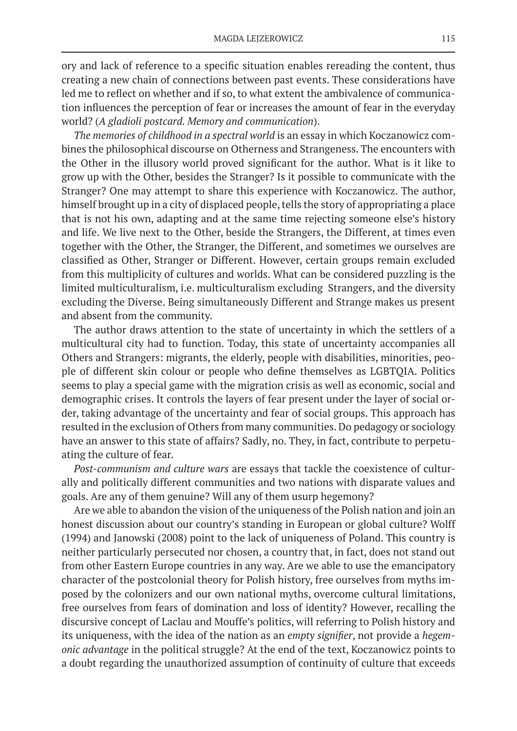ory and lack of reference to a specific situation enables rereading the content, thus creating a new chain of connections between past events. These considerations have led me to reflect on whether and if so, to what extent the ambivalence of communication influences the perception of fear or increases the amount of fear in the everyday world? (*A gladioli postcard. Memory and communication*).

*The memories of childhood in a spectral world* is an essay in which Koczanowicz combines the philosophical discourse on Otherness and Strangeness. The encounters with the Other in the illusory world proved significant for the author. What is it like to grow up with the Other, besides the Stranger? Is it possible to communicate with the Stranger? One may attempt to share this experience with Koczanowicz. The author, himself brought up in a city of displaced people, tells the story of appropriating a place that is not his own, adapting and at the same time rejecting someone else's history and life. We live next to the Other, beside the Strangers, the Different, at times even together with the Other, the Stranger, the Different, and sometimes we ourselves are classified as Other, Stranger or Different. However, certain groups remain excluded from this multiplicity of cultures and worlds. What can be considered puzzling is the limited multiculturalism, i.e. multiculturalism excluding Strangers, and the diversity excluding the Diverse. Being simultaneously Different and Strange makes us present and absent from the community.

The author draws attention to the state of uncertainty in which the settlers of a multicultural city had to function. Today, this state of uncertainty accompanies all Others and Strangers: migrants, the elderly, people with disabilities, minorities, people of different skin colour or people who define themselves as LGBTQIA. Politics seems to play a special game with the migration crisis as well as economic, social and demographic crises. It controls the layers of fear present under the layer of social order, taking advantage of the uncertainty and fear of social groups. This approach has resulted in the exclusion of Others from many communities. Do pedagogy or sociology have an answer to this state of affairs? Sadly, no. They, in fact, contribute to perpetuating the culture of fear.

*Post-communism and culture wars* are essays that tackle the coexistence of culturally and politically different communities and two nations with disparate values and goals. Are any of them genuine? Will any of them usurp hegemony?

Are we able to abandon the vision of the uniqueness of the Polish nation and join an honest discussion about our country's standing in European or global culture? Wolff (1994) and Janowski (2008) point to the lack of uniqueness of Poland. This country is neither particularly persecuted nor chosen, a country that, in fact, does not stand out from other Eastern Europe countries in any way. Are we able to use the emancipatory character of the postcolonial theory for Polish history, free ourselves from myths imposed by the colonizers and our own national myths, overcome cultural limitations, free ourselves from fears of domination and loss of identity? However, recalling the discursive concept of Laclau and Mouffe's politics, will referring to Polish history and its uniqueness, with the idea of the nation as an *empty signifier*, not provide a *hegemonic advantage* in the political struggle? At the end of the text, Koczanowicz points to a doubt regarding the unauthorized assumption of continuity of culture that exceeds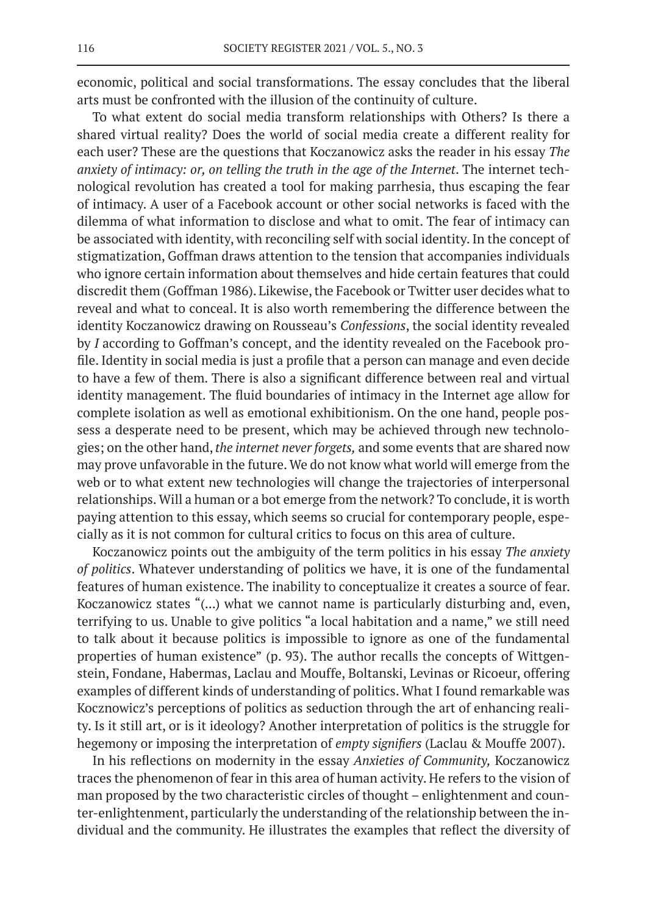economic, political and social transformations. The essay concludes that the liberal arts must be confronted with the illusion of the continuity of culture.

To what extent do social media transform relationships with Others? Is there a shared virtual reality? Does the world of social media create a different reality for each user? These are the questions that Koczanowicz asks the reader in his essay *The anxiety of intimacy: or, on telling the truth in the age of the Internet*. The internet technological revolution has created a tool for making parrhesia, thus escaping the fear of intimacy. A user of a Facebook account or other social networks is faced with the dilemma of what information to disclose and what to omit. The fear of intimacy can be associated with identity, with reconciling self with social identity. In the concept of stigmatization, Goffman draws attention to the tension that accompanies individuals who ignore certain information about themselves and hide certain features that could discredit them (Goffman 1986). Likewise, the Facebook or Twitter user decides what to reveal and what to conceal. It is also worth remembering the difference between the identity Koczanowicz drawing on Rousseau's *Confessions*, the social identity revealed by *I* according to Goffman's concept, and the identity revealed on the Facebook profile. Identity in social media is just a profile that a person can manage and even decide to have a few of them. There is also a significant difference between real and virtual identity management. The fluid boundaries of intimacy in the Internet age allow for complete isolation as well as emotional exhibitionism. On the one hand, people possess a desperate need to be present, which may be achieved through new technologies; on the other hand, *the internet never forgets,* and some events that are shared now may prove unfavorable in the future. We do not know what world will emerge from the web or to what extent new technologies will change the trajectories of interpersonal relationships. Will a human or a bot emerge from the network? To conclude, it is worth paying attention to this essay, which seems so crucial for contemporary people, especially as it is not common for cultural critics to focus on this area of culture.

Koczanowicz points out the ambiguity of the term politics in his essay *The anxiety of politics*. Whatever understanding of politics we have, it is one of the fundamental features of human existence. The inability to conceptualize it creates a source of fear. Koczanowicz states "(...) what we cannot name is particularly disturbing and, even, terrifying to us. Unable to give politics "a local habitation and a name," we still need to talk about it because politics is impossible to ignore as one of the fundamental properties of human existence" (p. 93). The author recalls the concepts of Wittgenstein, Fondane, Habermas, Laclau and Mouffe, Boltanski, Levinas or Ricoeur, offering examples of different kinds of understanding of politics. What I found remarkable was Kocznowicz's perceptions of politics as seduction through the art of enhancing reality. Is it still art, or is it ideology? Another interpretation of politics is the struggle for hegemony or imposing the interpretation of *empty signifiers* (Laclau & Mouffe 2007).

In his reflections on modernity in the essay *Anxieties of Community,* Koczanowicz traces the phenomenon of fear in this area of human activity. He refers to the vision of man proposed by the two characteristic circles of thought – enlightenment and counter-enlightenment, particularly the understanding of the relationship between the individual and the community. He illustrates the examples that reflect the diversity of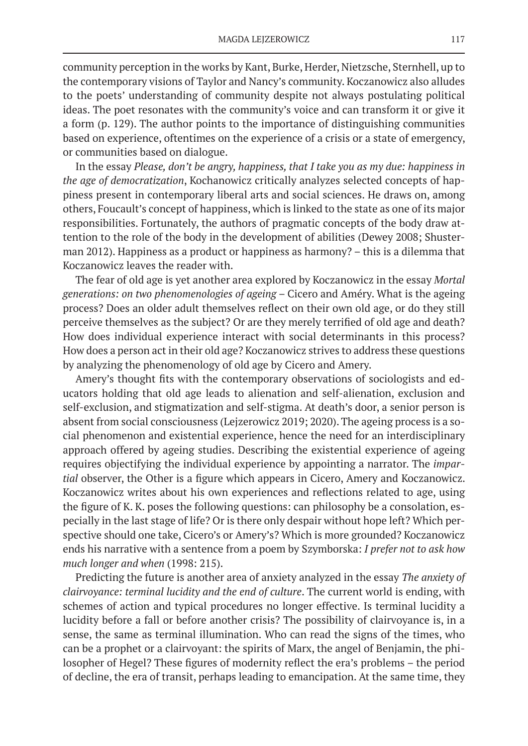community perception in the works by Kant, Burke, Herder, Nietzsche, Sternhell, up to the contemporary visions of Taylor and Nancy's community. Koczanowicz also alludes to the poets' understanding of community despite not always postulating political ideas. The poet resonates with the community's voice and can transform it or give it a form (p. 129). The author points to the importance of distinguishing communities based on experience, oftentimes on the experience of a crisis or a state of emergency, or communities based on dialogue.

In the essay *Please, don't be angry, happiness, that I take you as my due: happiness in the age of democratization*, Kochanowicz critically analyzes selected concepts of happiness present in contemporary liberal arts and social sciences. He draws on, among others, Foucault's concept of happiness, which is linked to the state as one of its major responsibilities. Fortunately, the authors of pragmatic concepts of the body draw attention to the role of the body in the development of abilities (Dewey 2008; Shusterman 2012). Happiness as a product or happiness as harmony? – this is a dilemma that Koczanowicz leaves the reader with.

The fear of old age is yet another area explored by Koczanowicz in the essay *Mortal generations: on two phenomenologies of ageing* – Cicero and Améry. What is the ageing process? Does an older adult themselves reflect on their own old age, or do they still perceive themselves as the subject? Or are they merely terrified of old age and death? How does individual experience interact with social determinants in this process? How does a person act in their old age? Koczanowicz strives to address these questions by analyzing the phenomenology of old age by Cicero and Amery.

Amery's thought fits with the contemporary observations of sociologists and educators holding that old age leads to alienation and self-alienation, exclusion and self-exclusion, and stigmatization and self-stigma. At death's door, a senior person is absent from social consciousness (Lejzerowicz 2019; 2020). The ageing process is a social phenomenon and existential experience, hence the need for an interdisciplinary approach offered by ageing studies. Describing the existential experience of ageing requires objectifying the individual experience by appointing a narrator. The *impartial* observer, the Other is a figure which appears in Cicero, Amery and Koczanowicz. Koczanowicz writes about his own experiences and reflections related to age, using the figure of K. K. poses the following questions: can philosophy be a consolation, especially in the last stage of life? Or is there only despair without hope left? Which perspective should one take, Cicero's or Amery's? Which is more grounded? Koczanowicz ends his narrative with a sentence from a poem by Szymborska: *I prefer not to ask how much longer and when* (1998: 215).

Predicting the future is another area of anxiety analyzed in the essay *The anxiety of clairvoyance: terminal lucidity and the end of culture*. The current world is ending, with schemes of action and typical procedures no longer effective. Is terminal lucidity a lucidity before a fall or before another crisis? The possibility of clairvoyance is, in a sense, the same as terminal illumination. Who can read the signs of the times, who can be a prophet or a clairvoyant: the spirits of Marx, the angel of Benjamin, the philosopher of Hegel? These figures of modernity reflect the era's problems – the period of decline, the era of transit, perhaps leading to emancipation. At the same time, they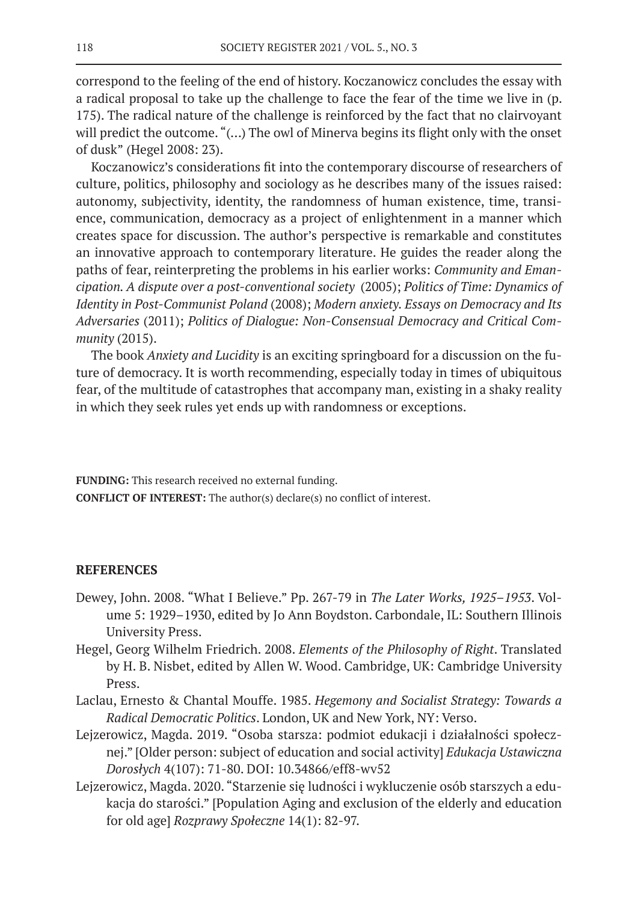correspond to the feeling of the end of history. Koczanowicz concludes the essay with a radical proposal to take up the challenge to face the fear of the time we live in (p. 175). The radical nature of the challenge is reinforced by the fact that no clairvoyant will predict the outcome. "(...) The owl of Minerva begins its flight only with the onset of dusk" (Hegel 2008: 23).

Koczanowicz's considerations fit into the contemporary discourse of researchers of culture, politics, philosophy and sociology as he describes many of the issues raised: autonomy, subjectivity, identity, the randomness of human existence, time, transience, communication, democracy as a project of enlightenment in a manner which creates space for discussion. The author's perspective is remarkable and constitutes an innovative approach to contemporary literature. He guides the reader along the paths of fear, reinterpreting the problems in his earlier works: *Community and Emancipation. A dispute over a post-conventional society* (2005); *Politics of Time: Dynamics of Identity in Post-Communist Poland* (2008); *Modern anxiety. Essays on Democracy and Its Adversaries* (2011); *Politics of Dialogue: Non-Consensual Democracy and Critical Community* (2015).

The book *Anxiety and Lucidity* is an exciting springboard for a discussion on the future of democracy. It is worth recommending, especially today in times of ubiquitous fear, of the multitude of catastrophes that accompany man, existing in a shaky reality in which they seek rules yet ends up with randomness or exceptions.

**FUNDING:** This research received no external funding.

**CONFLICT OF INTEREST:** The author(s) declare(s) no conflict of interest.

## REFERENCES

Dewey, John. 2008. "What I Believe." Pp. 267-79 in *The Later Works, 1925–1953*. Volume 5: 1929–1930, edited by Jo Ann Boydston. Carbondale, IL: Southern Illinois University Press.

Hegel, Georg Wilhelm Friedrich. 2008. *Elements of the Philosophy of Right*. Translated by H. B. Nisbet, edited by Allen W. Wood. Cambridge, UK: Cambridge University Press.

Laclau, Ernesto & Chantal Mouffe. 1985. *Hegemony and Socialist Strategy: Towards a Radical Democratic Politics*. London, UK and New York, NY: Verso.

Lejzerowicz, Magda. 2019. "Osoba starsza: podmiot edukacji i działalności społecznej." [Older person: subject of education and social activity] *Edukacja Ustawiczna Dorosłych* 4(107): 71-80. DOI: 10.34866/eff8-wv52

Lejzerowicz, Magda. 2020. "Starzenie się ludności i wykluczenie osób starszych a edukacja do starości." [Population Aging and exclusion of the elderly and education for old age] *Rozprawy Społeczne* 14(1): 82-97.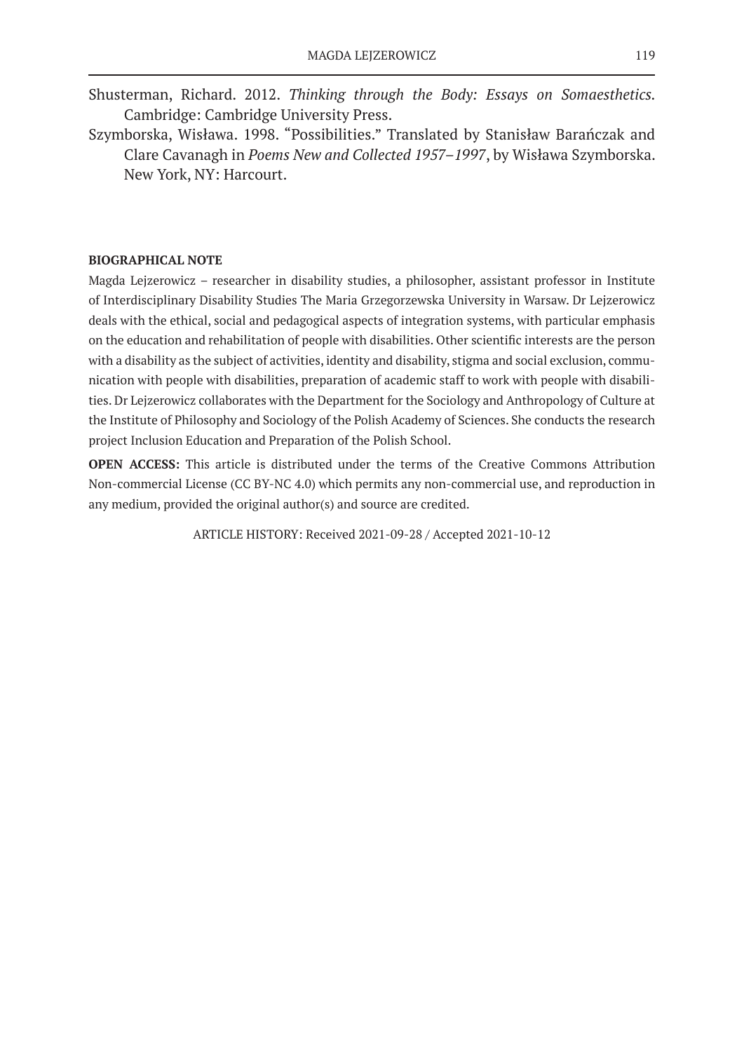Shusterman, Richard. 2012. *Thinking through the Body: Essays on Somaesthetics.* Cambridge: Cambridge University Press.

Szymborska, Wisława. 1998. "Possibilities." Translated by Stanisław Barańczak and Clare Cavanagh in *Poems New and Collected 1957–1997*, by Wisława Szymborska. New York, NY: Harcourt.

**BIOGRAPHICAL NOTE**

Magda Lejzerowicz – researcher in disability studies, a philosopher, assistant professor in Institute of Interdisciplinary Disability Studies The Maria Grzegorzewska University in Warsaw. Dr Lejzerowicz deals with the ethical, social and pedagogical aspects of integration systems, with particular emphasis on the education and rehabilitation of people with disabilities. Other scientific interests are the person with a disability as the subject of activities, identity and disability, stigma and social exclusion, communication with people with disabilities, preparation of academic staff to work with people with disabilities. Dr Lejzerowicz collaborates with the Department for the Sociology and Anthropology of Culture at the Institute of Philosophy and Sociology of the Polish Academy of Sciences. She conducts the research project Inclusion Education and Preparation of the Polish School.

**OPEN ACCESS:** This article is distributed under the terms of the Creative Commons Attribution Non-commercial License (CC BY-NC 4.0) which permits any non-commercial use, and reproduction in any medium, provided the original author(s) and source are credited.

ARTICLE HISTORY: Received 2021-09-28 / Accepted 2021-10-12